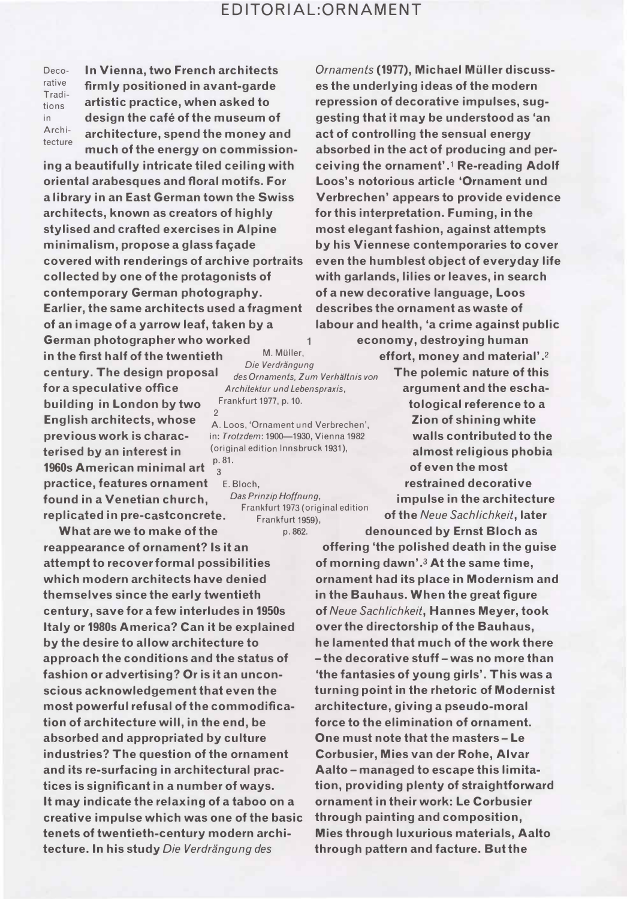# EDITORIAL:ORNAMENT

Decorative Traditions in Architecture

**In Vienna, two French architects firmly positioned in avant-garde artistic practice, when asked to design the café of the museum of architecture, spend the money and much of the energy on commissioning a beautifully intricate tiled ceiling with oriental arabesques and floral motifs. For a library in an East German town the Swiss architects, known as creators of highly stylised and crafted exercises in Alpine minimalism, propose a glass façade covered with renderings of archive portraits collected by one of the protagonists of contemporary German photography. Earlier, the same architects used a fragment of an image of a yarrow leaf, taken by a German photographer who worked in the first half of the twentieth century. The design proposal for a speculative office building in London by two English architects, whose previous work is characterised by an interest in 1960s American minimal art practice, features ornament found in a Venetian church, replicated in pre-castconcrete.**

**What are we to make of the reappearance of ornament? Is it an attempt to recover formal possibilities which modern architects have denied themselves since the early twentieth century, save for a few interludes in 1950s Italy or 1980s America? Can it be explained by the desire to allow architecture to approach the conditions and the status of fashion or advertising? Or is it an unconscious acknowledgement that even the most powerful refusal of the commodification of architecture will, in the end, be absorbed and appropriated by culture industries? The question of the ornament and its re-surfacing in architectural practices is significant in a number of ways. It may indicate the relaxing of a taboo on a creative impulse which was one of the basic tenets of twentieth-century modern architecture. In his study *Die Verdrängung des Ornaments* (1977), Michael Müller discusses the underlying ideas of the modern repression of decorative impulses, suggesting that it may be understood as 'an act of controlling the sensual energy absorbed in the act of producing and perceiving the ornament'.[1] Re-reading Adolf Loos's notorious article 'Ornament und Verbrechen' appears to provide evidence for this interpretation. Fuming, in the most elegant fashion, against attempts by his Viennese contemporaries to cover even the humblest object of everyday life with garlands, lilies or leaves, in search of a new decorative language, Loos describes the ornament as waste of labour and health, 'a crime against public economy, destroying human effort, money and material'.[2] The polemic nature of this argument and the eschatological reference to a Zion of shining white walls contributed to the almost religious phobia of even the most restrained decorative impulse in the architecture of the *Neue Sachlichkeit*, later denounced by Ernst Bloch as offering 'the polished death in the guise of morning dawn'.[3] At the same time, ornament had its place in Modernism and in the Bauhaus. When the great figure of *Neue Sachlichkeit*, Hannes Meyer, took over the directorship of the Bauhaus, he lamented that much of the work there – the decorative stuff – was no more than 'the fantasies of young girls'. This was a turning point in the rhetoric of Modernist architecture, giving a pseudo-moral force to the elimination of ornament. One must note that the masters – Le Corbusier, Mies van der Rohe, Alvar Aalto – managed to escape this limitation, providing plenty of straightforward ornament in their work: Le Corbusier through painting and composition, Mies through luxurious materials, Aalto through pattern and facture. But the**

1 M. Müller, *Die Verdrängung des Ornaments, Zum Verhältnis von Architektur und Lebenspraxis*, Frankfurt 1977, p. 10.

2 A. Loos, 'Ornament und Verbrechen', in: *Trotzdem*: 1900—1930, Vienna 1982 (original edition Innsbruck 1931), p. 81.

3 E. Bloch, *Das Prinzip Hoffnung*, Frankfurt 1973 (original edition Frankfurt 1959), p. 862.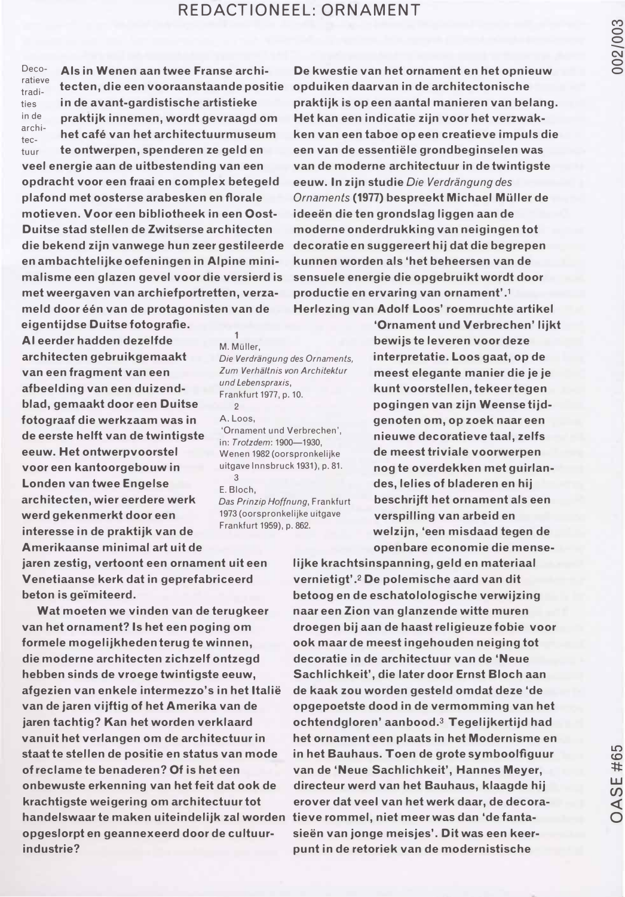# REDACTIONEEL: ORNAMENT

Decoratieve tradities in de architectuur

Als in Wenen aan twee Franse architecten, die een vooraanstaande positie in de avant-gardistische artistieke praktijk innemen, wordt gevraagd om het café van het architectuurmuseum te ontwerpen, spenderen ze geld en veel energie aan de uitbesteding van een opdracht voor een fraai en complex betegeld plafond met oosterse arabesken en florale motieven. Voor een bibliotheek in een Oost-Duitse stad stellen de Zwitserse architecten die bekend zijn vanwege hun zeer gestileerde en ambachtelijke oefeningen in Alpine minimalisme een glazen gevel voor die versierd is met weergaven van archiefportretten, verzameld door één van de protagonisten van de eigentijdse Duitse fotografie. Al eerder hadden dezelfde architecten gebruikgemaakt van een fragment van een afbeelding van een duizendblad, gemaakt door een Duitse fotograaf die werkzaam was in de eerste helft van de twintigste eeuw. Het ontwerpvoorstel voor een kantoorgebouw in Londen van twee Engelse architecten, wier eerdere werk werd gekenmerkt door een interesse in de praktijk van de Amerikaanse minimal art uit de jaren zestig, vertoont een ornament uit een Venetiaanse kerk dat in geprefabriceerd beton is geïmiteerd.

Wat moeten we vinden van de terugkeer van het ornament? Is het een poging om formele mogelijkheden terug te winnen, die moderne architecten zichzelf ontzegd hebben sinds de vroege twintigste eeuw, afgezien van enkele intermezzo's in het Italië van de jaren vijftig of het Amerika van de jaren tachtig? Kan het worden verklaard vanuit het verlangen om de architectuur in staat te stellen de positie en status van mode of reclame te benaderen? Of is het een onbewuste erkenning van het feit dat ook de krachtigste weigering om architectuur tot handelswaar te maken uiteindelijk zal worden opgeslorpt en geannexeerd door de cultuurindustrie?

De kwestie van het ornament en het opnieuw opduiken daarvan in de architectonische praktijk is op een aantal manieren van belang. Het kan een indicatie zijn voor het verzwakken van een taboe op een creatieve impuls die een van de essentiële grondbeginselen was van de moderne architectuur in de twintigste eeuw. In zijn studie *Die Verdrängung des Ornaments* (1977) bespreekt Michael Müller de ideeën die ten grondslag liggen aan de moderne onderdrukking van neigingen tot decoratie en suggereert hij dat die begrepen kunnen worden als 'het beheersen de sensuele energie die opgebruikt wordt door productie en ervaring van ornament'.[1] Herlezing van Adolf Loos' roemruchte artikel 'Ornament und Verbrechen' lijkt bewijs te leveren voor deze interpretatie. Loos gaat, op de meest elegante manier die je je kunt voorstellen, tekeer tegen pogingen van zijn Weense tijdgenoten om, op zoek naar een nieuwe decoratieve taal, zelfs de meest triviale voorwerpen nog te overdekken met guirlandes, lelies of bladeren en hij beschrijft het ornament als een verspilling van arbeid en welzijn, 'een misdaad tegen de openbare economie die menselijke krachtsinspanning, geld en materiaal vernietigt'.[2] De polemische aard van dit betoog en de eschatolologische verwijzing naar een Zion van glanzende witte muren droegen bij aan de haast religieuze fobie voor ook maar de meest ingehouden neiging tot decoratie in de architectuur van de 'Neue Sachlichkeit', die later door Ernst Bloch aan de kaak zou worden gesteld omdat deze 'de opgepoetste dood in de vermomming van het ochtendgloren' aanbood.[3] Tegelijkertijd had het ornament een plaats in het Modernisme en in het Bauhaus. Toen de grote symboolfiguur van de 'Neue Sachlichkeit', Hannes Meyer, directeur werd van het Bauhaus, klaagde hij erover dat veel van het werk daar, de decoratieve rommel, niet meer was dan 'de fantasieën van jonge meisjes'. Dit was een keerpunt in de retoriek van de modernistische

1 M. Müller, *Die Verdrängung des Ornaments, Zum Verhältnis von Architektur und Lebenspraxis*, Frankfurt 1977, p. 10.

2 A. Loos, 'Ornament und Verbrechen', in: *Trotzdem*: 1900–1930, Wenen 1982 (oorspronkelijke uitgave Innsbruck 1931), p. 81.

3 E. Bloch, *Das Prinzip Hoffnung*, Frankfurt 1973 (oorspronkelijke uitgave Frankfurt 1959), p. 862.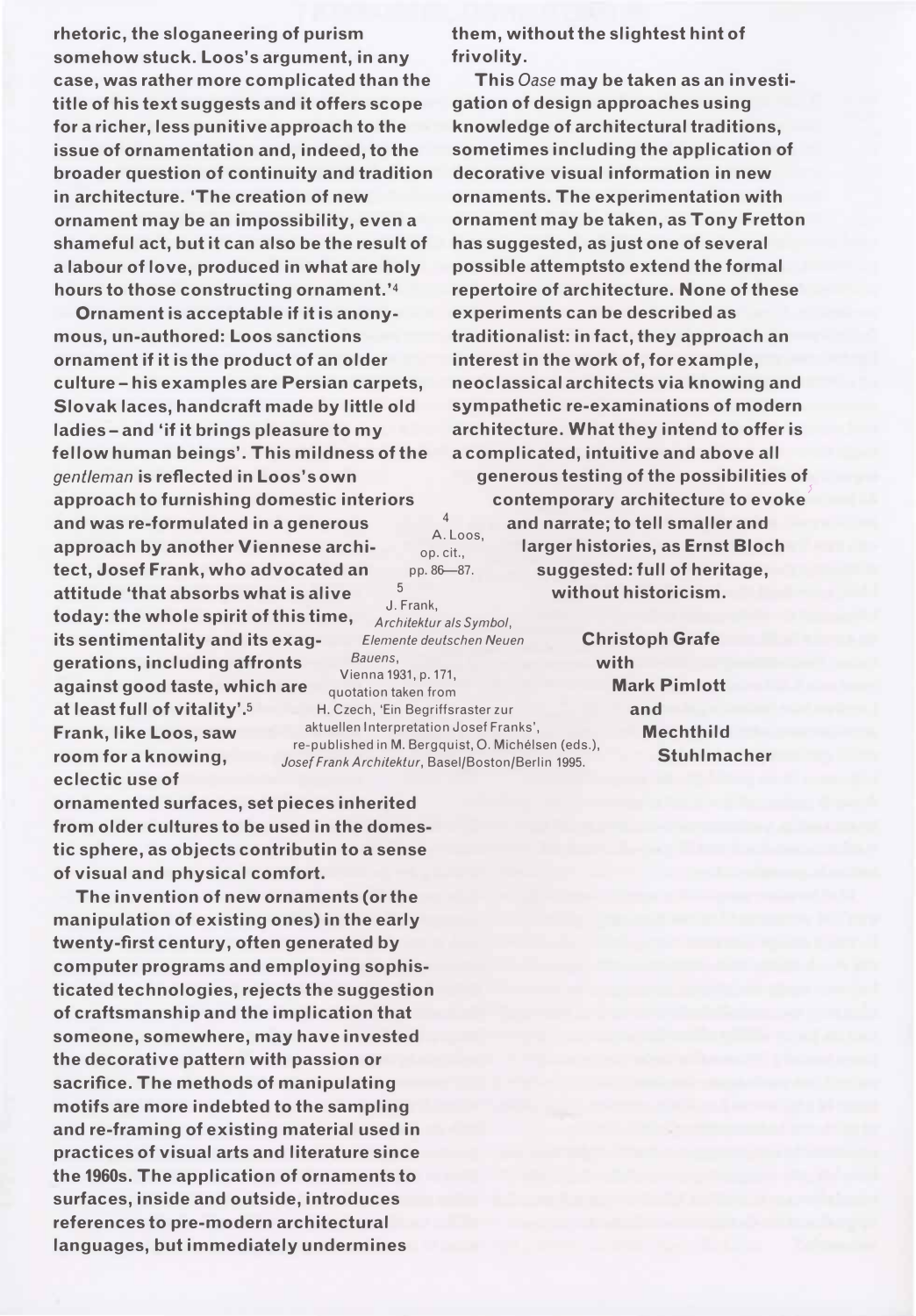**rhetoric, the sloganeering of purism somehow stuck. Loos's argument, in any case, was rather more complicated than the title of his text suggests and it offers scope for a richer, less punitive approach to the issue of ornamentation and, indeed, to the broader question of continuity and tradition in architecture. 'The creation of new ornament may be an impossibility, even a shameful act, but it can also be the result of a labour of love, produced in what are holy hours to those constructing ornament.'[4]**

**Ornament is acceptable if it is anonymous, un-authored: Loos sanctions ornament if it is the product of an older culture – his examples are Persian carpets, Slovak laces, handcraft made by little old ladies – and 'if it brings pleasure to my fellow human beings'. This mildness of the *gentleman* is reflected in Loos's own approach to furnishing domestic interiors and was re-formulated in a generous approach by another Viennese architect, Josef Frank, who advocated an attitude 'that absorbs what is alive today: the whole spirit of this time, its sentimentality and its exaggerations, including affronts against good taste, which are at least full of vitality'.[5] Frank, like Loos, saw room for a knowing, eclectic use of ornamented surfaces, set pieces inherited from older cultures to be used in the domestic sphere, as objects contributin to a sense of visual and physical comfort.**

**The invention of new ornaments (or the manipulation of existing ones) in the early twenty-first century, often generated by computer programs and employing sophisticated technologies, rejects the suggestion of craftsmanship and the implication that someone, somewhere, may have invested the decorative pattern with passion or sacrifice. The methods of manipulating motifs are more indebted to the sampling and re-framing of existing material used in practices of visual arts and literature since the 1960s. The application of ornaments to surfaces, inside and outside, introduces references to pre-modern architectural languages, but immediately undermines them, without the slightest hint of frivolity.**

**This *Oase* may be taken as an investigation of design approaches using knowledge of architectural traditions, sometimes including the application of decorative visual information in new ornaments. The experimentation with ornament may be taken, as Tony Fretton has suggested, as just one of several possible attemptsto extend the formal repertoire of architecture. None of these experiments can be described as traditionalist: in fact, they approach an interest in the work of, for example, neoclassical architects via knowing and sympathetic re-examinations of modern architecture. What they intend to offer is a complicated, intuitive and above all generous testing of the possibilities of contemporary architecture to evoke and narrate; to tell smaller and larger histories, as Ernst Bloch suggested: full of heritage, without historicism.**

**Christoph Grafe**
**with**
**Mark Pimlott**
**and**
**Mechthild Stuhlmacher**

4 A. Loos, op. cit., pp. 86—87.

5 J. Frank, *Architektur als Symbol, Elemente deutschen Neuen Bauens*, Vienna 1931, p. 171, quotation taken from H. Czech, 'Ein Begriffsraster zur aktuellen Interpretation Josef Franks', re-published in M. Bergquist, O. Michélsen (eds.), *Josef Frank Architektur*, Basel/Boston/Berlin 1995.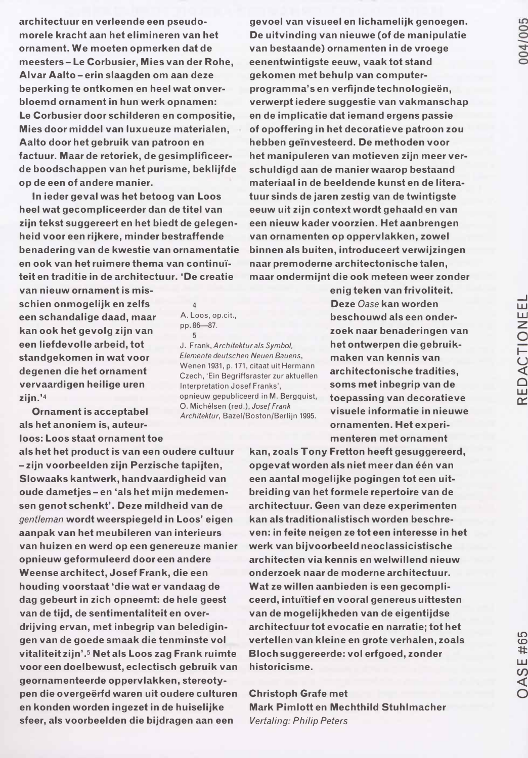architectuur en verleende een pseudo-morele kracht aan het elimineren van het ornament. We moeten opmerken dat de meesters – Le Corbusier, Mies van der Rohe, Alvar Aalto – erin slaagden om aan deze beperking te ontkomen en heel wat onverbloemd ornament in hun werk opnamen: Le Corbusier door schilderen en compositie, Mies door middel van luxueuze materialen, Aalto door het gebruik van patroon en factuur. Maar de retoriek, de gesimplificeerde boodschappen van het purisme, beklijfde op de een of andere manier.

In ieder geval was het betoog van Loos heel wat gecompliceerder dan de titel van zijn tekst suggereert en het biedt de gelegenheid voor een rijkere, minder bestraffende benadering van de kwestie van ornamentatie en ook van het ruimere thema van continuïteit en traditie in de architectuur. 'De creatie van nieuw ornament is misschien onmogelijk en zelfs een schandalige daad, maar kan ook het gevolg zijn van een liefdevolle arbeid, tot standgekomen in wat voor degenen die het ornament vervaardigen heilige uren zijn.'[4]

Ornament is acceptabel als het anoniem is, auteurloos: Loos staat ornament toe als het het product is van een oudere cultuur – zijn voorbeelden zijn Perzische tapijten, Slowaaks kantwerk, handvaardigheid van oude dametjes – en 'als het mijn medemensen genot schenkt'. Deze mildheid van de *gentleman* wordt weerspiegeld in Loos' eigen aanpak van het meubileren van interieurs van huizen en werd op een genereuze manier opnieuw geformuleerd door een andere Weense architect, Josef Frank, die een houding voorstaat 'die wat er vandaag de dag gebeurt in zich opneemt: de hele geest van de tijd, de sentimentaliteit en overdrijving ervan, met inbegrip van beledigingen van de goede smaak die tenminste vol vitaliteit zijn'.[5] Net als Loos zag Frank ruimte voor een doelbewust, eclectisch gebruik van geornamenteerde oppervlakken, stereotypen die overgeërfd waren uit oudere culturen en konden worden ingezet in de huiselijke sfeer, als voorbeelden die bijdragen aan een gevoel van visueel en lichamelijk genoegen. De uitvinding van nieuwe (of de manipulatie van bestaande) ornamenten in de vroege eenentwintigste eeuw, vaak tot stand gekomen met behulp van computerprogramma's en verfijnde technologieën, verwerpt iedere suggestie van vakmanschap en de implicatie dat iemand ergens passie of opoffering in het decoratieve patroon zou hebben geïnvesteerd. De methoden voor het manipuleren van motieven zijn meer verschuldigd aan de manier waarop bestaand materiaal in de beeldende kunst en de literatuur sinds de jaren zestig van de twintigste eeuw uit zijn context wordt gehaald en van een nieuw kader voorzien. Het aanbrengen van ornamenten op oppervlakken, zowel binnen als buiten, introduceert verwijzingen naar premoderne architectonische talen, maar ondermijnt die ook meteen weer zonder enig teken van frivoliteit.

Deze *Oase* kan worden beschouwd als een onderzoek naar benaderingen van het ontwerpen die gebruikmaken van kennis van architectonische tradities, soms met inbegrip van de toepassing van decoratieve visuele informatie in nieuwe ornamenten. Het experimenteren met ornament kan, zoals Tony Fretton heeft gesuggereerd, opgevat worden als niet meer dan één van een aantal mogelijke pogingen tot een uitbreiding van het formele repertoire van de architectuur. Geen van deze experimenten kan als traditionalistisch worden beschreven: in feite neigen ze tot een interesse in het werk van bijvoorbeeld neoclassicistische architecten via kennis en welwillend nieuw onderzoek naar de moderne architectuur. Wat ze willen aanbieden is een gecompliceerd, intuïtief en vooral genereus uittesten van de mogelijkheden van de eigentijdse architectuur tot evocatie en narratie; tot het vertellen van kleine en grote verhalen, zoals Bloch suggereerde: vol erfgoed, zonder historicisme.

**Christoph Grafe met**
**Mark Pimlott en Mechthild Stuhlmacher**
*Vertaling: Philip Peters*

---

4
A. Loos, op.cit., pp. 86—87.

5
J. Frank, *Architektur als Symbol, Elemente deutschen Neuen Bauens*, Wenen 1931, p. 171, citaat uit Hermann Czech, 'Ein Begriffsraster zur aktuellen Interpretation Josef Franks', opnieuw gepubliceerd in M. Bergquist, O. Michélsen (red.), *Josef Frank Architektur*, Bazel/Boston/Berlijn 1995.